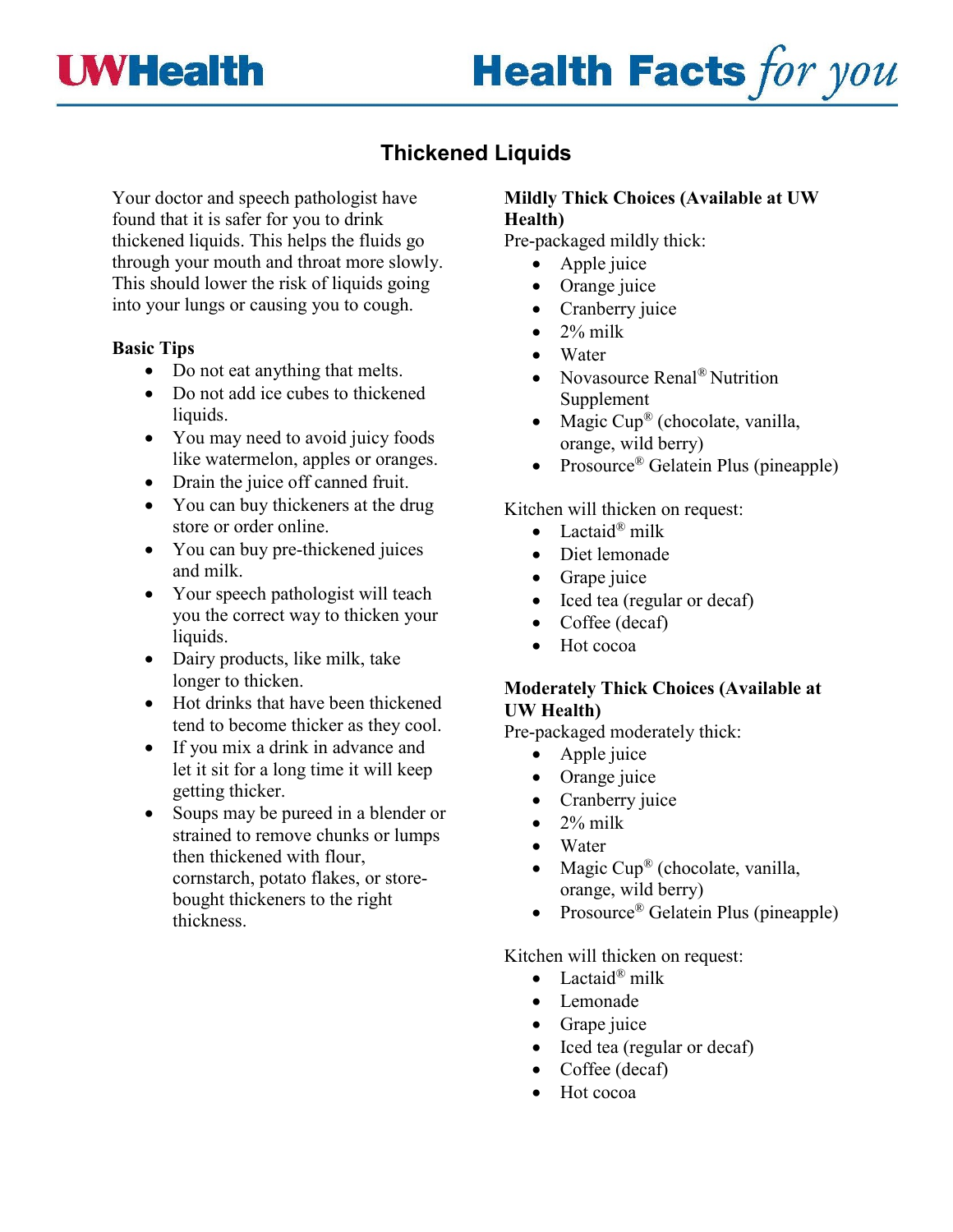# Thickened Liquids

Your doctor and speech pathologist have found that it is safer for you to drink thickened liquids. This helps the fluids go through your mouth and throat more slowly. This should lower the risk of liquids going into your lungs or causing you to cough.

**Basic Tips**

- Do not eat anything that melts.
- Do not add ice cubes to thickened liquids.
- You may need to avoid juicy foods like watermelon, apples or oranges.
- Drain the juice off canned fruit.
- You can buy thickeners at the drug store or order online.
- You can buy pre-thickened juices and milk.
- Your speech pathologist will teach you the correct way to thicken your liquids.
- Dairy products, like milk, take longer to thicken.
- Hot drinks that have been thickened tend to become thicker as they cool.
- If you mix a drink in advance and let it sit for a long time it will keep getting thicker.
- Soups may be pureed in a blender or strained to remove chunks or lumps then thickened with flour, cornstarch, potato flakes, or store-bought thickeners to the right thickness.

**Mildly Thick Choices (Available at UW Health)**

Pre-packaged mildly thick:

- Apple juice
- Orange juice
- Cranberry juice
- 2% milk
- Water
- Novasource Renal® Nutrition Supplement
- Magic Cup® (chocolate, vanilla, orange, wild berry)
- Prosource® Gelatein Plus (pineapple)

Kitchen will thicken on request:

- Lactaid® milk
- Diet lemonade
- Grape juice
- Iced tea (regular or decaf)
- Coffee (decaf)
- Hot cocoa

**Moderately Thick Choices (Available at UW Health)**

Pre-packaged moderately thick:

- Apple juice
- Orange juice
- Cranberry juice
- 2% milk
- Water
- Magic Cup® (chocolate, vanilla, orange, wild berry)
- Prosource® Gelatein Plus (pineapple)

Kitchen will thicken on request:

- Lactaid® milk
- Lemonade
- Grape juice
- Iced tea (regular or decaf)
- Coffee (decaf)
- Hot cocoa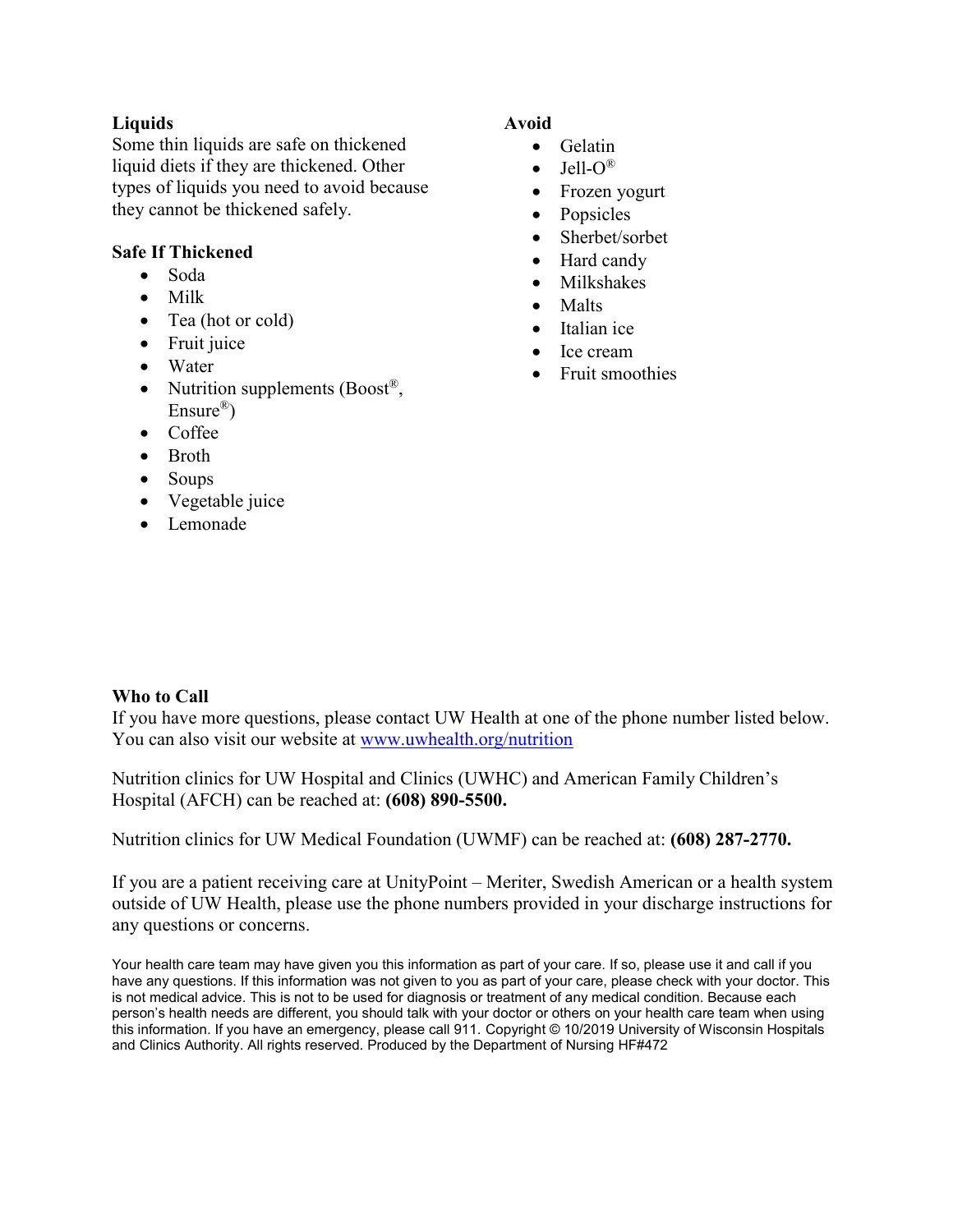### Liquids

Some thin liquids are safe on thickened liquid diets if they are thickened. Other types of liquids you need to avoid because they cannot be thickened safely.

### Safe If Thickened

- Soda
- Milk
- Tea (hot or cold)
- Fruit juice
- Water
- Nutrition supplements (Boost®, Ensure®)
- Coffee
- Broth
- Soups
- Vegetable juice
- Lemonade

### Avoid

- Gelatin
- Jell-O®
- Frozen yogurt
- Popsicles
- Sherbet/sorbet
- Hard candy
- Milkshakes
- Malts
- Italian ice
- Ice cream
- Fruit smoothies

### Who to Call

If you have more questions, please contact UW Health at one of the phone number listed below. You can also visit our website at [www.uwhealth.org/nutrition](http://www.uwhealth.org/nutrition)

Nutrition clinics for UW Hospital and Clinics (UWHC) and American Family Children's Hospital (AFCH) can be reached at: **(608) 890-5500.**

Nutrition clinics for UW Medical Foundation (UWMF) can be reached at: **(608) 287-2770.**

If you are a patient receiving care at UnityPoint – Meriter, Swedish American or a health system outside of UW Health, please use the phone numbers provided in your discharge instructions for any questions or concerns.

Your health care team may have given you this information as part of your care. If so, please use it and call if you have any questions. If this information was not given to you as part of your care, please check with your doctor. This is not medical advice. This is not to be used for diagnosis or treatment of any medical condition. Because each person's health needs are different, you should talk with your doctor or others on your health care team when using this information. If you have an emergency, please call 911. Copyright © 10/2019 University of Wisconsin Hospitals and Clinics Authority. All rights reserved. Produced by the Department of Nursing HF#472